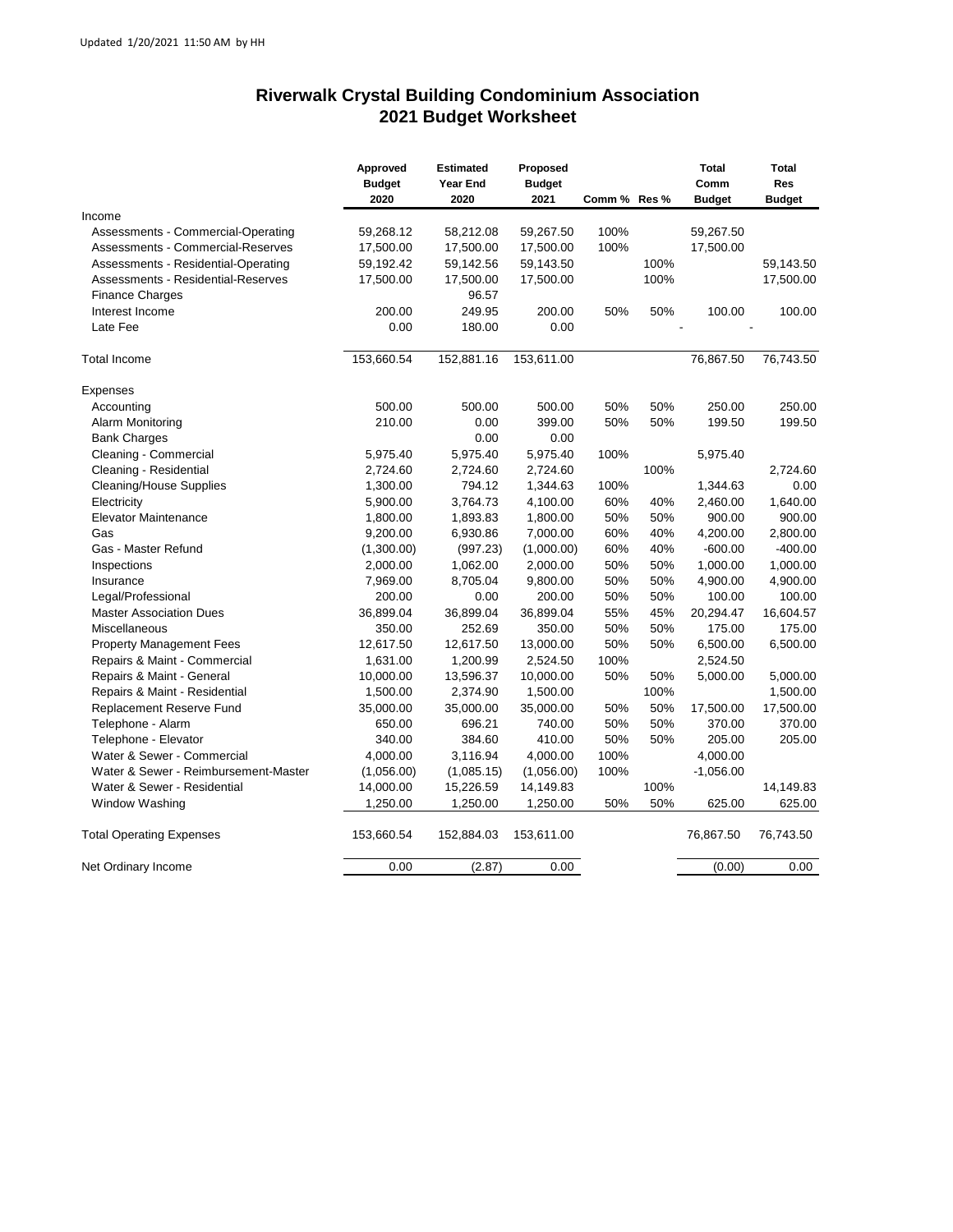Updated 1/20/2021 11:50 AM by HH

# Riverwalk Crystal Building Condominium Association
## 2021 Budget Worksheet

| | Approved Budget 2020 | Estimated Year End 2020 | Proposed Budget 2021 | Comm % | Res % | Total Comm Budget | Total Res Budget |
|---|---|---|---|---|---|---|---|
| Income | | | | | | | |
| Assessments - Commercial-Operating | 59,268.12 | 58,212.08 | 59,267.50 | 100% | | 59,267.50 | |
| Assessments - Commercial-Reserves | 17,500.00 | 17,500.00 | 17,500.00 | 100% | | 17,500.00 | |
| Assessments - Residential-Operating | 59,192.42 | 59,142.56 | 59,143.50 | | 100% | | 59,143.50 |
| Assessments - Residential-Reserves | 17,500.00 | 17,500.00 | 17,500.00 | | 100% | | 17,500.00 |
| Finance Charges | | 96.57 | | | | | |
| Interest Income | 200.00 | 249.95 | 200.00 | 50% | 50% | 100.00 | 100.00 |
| Late Fee | 0.00 | 180.00 | 0.00 | | | - | - |
| Total Income | 153,660.54 | 152,881.16 | 153,611.00 | | | 76,867.50 | 76,743.50 |
| Expenses | | | | | | | |
| Accounting | 500.00 | 500.00 | 500.00 | 50% | 50% | 250.00 | 250.00 |
| Alarm Monitoring | 210.00 | 0.00 | 399.00 | 50% | 50% | 199.50 | 199.50 |
| Bank Charges | | 0.00 | 0.00 | | | | |
| Cleaning - Commercial | 5,975.40 | 5,975.40 | 5,975.40 | 100% | | 5,975.40 | |
| Cleaning - Residential | 2,724.60 | 2,724.60 | 2,724.60 | | 100% | | 2,724.60 |
| Cleaning/House Supplies | 1,300.00 | 794.12 | 1,344.63 | 100% | | 1,344.63 | 0.00 |
| Electricity | 5,900.00 | 3,764.73 | 4,100.00 | 60% | 40% | 2,460.00 | 1,640.00 |
| Elevator Maintenance | 1,800.00 | 1,893.83 | 1,800.00 | 50% | 50% | 900.00 | 900.00 |
| Gas | 9,200.00 | 6,930.86 | 7,000.00 | 60% | 40% | 4,200.00 | 2,800.00 |
| Gas - Master Refund | (1,300.00) | (997.23) | (1,000.00) | 60% | 40% | -600.00 | -400.00 |
| Inspections | 2,000.00 | 1,062.00 | 2,000.00 | 50% | 50% | 1,000.00 | 1,000.00 |
| Insurance | 7,969.00 | 8,705.04 | 9,800.00 | 50% | 50% | 4,900.00 | 4,900.00 |
| Legal/Professional | 200.00 | 0.00 | 200.00 | 50% | 50% | 100.00 | 100.00 |
| Master Association Dues | 36,899.04 | 36,899.04 | 36,899.04 | 55% | 45% | 20,294.47 | 16,604.57 |
| Miscellaneous | 350.00 | 252.69 | 350.00 | 50% | 50% | 175.00 | 175.00 |
| Property Management Fees | 12,617.50 | 12,617.50 | 13,000.00 | 50% | 50% | 6,500.00 | 6,500.00 |
| Repairs & Maint - Commercial | 1,631.00 | 1,200.99 | 2,524.50 | 100% | | 2,524.50 | |
| Repairs & Maint - General | 10,000.00 | 13,596.37 | 10,000.00 | 50% | 50% | 5,000.00 | 5,000.00 |
| Repairs & Maint - Residential | 1,500.00 | 2,374.90 | 1,500.00 | | 100% | | 1,500.00 |
| Replacement Reserve Fund | 35,000.00 | 35,000.00 | 35,000.00 | 50% | 50% | 17,500.00 | 17,500.00 |
| Telephone - Alarm | 650.00 | 696.21 | 740.00 | 50% | 50% | 370.00 | 370.00 |
| Telephone - Elevator | 340.00 | 384.60 | 410.00 | 50% | 50% | 205.00 | 205.00 |
| Water & Sewer - Commercial | 4,000.00 | 3,116.94 | 4,000.00 | 100% | | 4,000.00 | |
| Water & Sewer - Reimbursement-Master | (1,056.00) | (1,085.15) | (1,056.00) | 100% | | -1,056.00 | |
| Water & Sewer - Residential | 14,000.00 | 15,226.59 | 14,149.83 | | 100% | | 14,149.83 |
| Window Washing | 1,250.00 | 1,250.00 | 1,250.00 | 50% | 50% | 625.00 | 625.00 |
| Total Operating Expenses | 153,660.54 | 152,884.03 | 153,611.00 | | | 76,867.50 | 76,743.50 |
| Net Ordinary Income | 0.00 | (2.87) | 0.00 | | | (0.00) | 0.00 |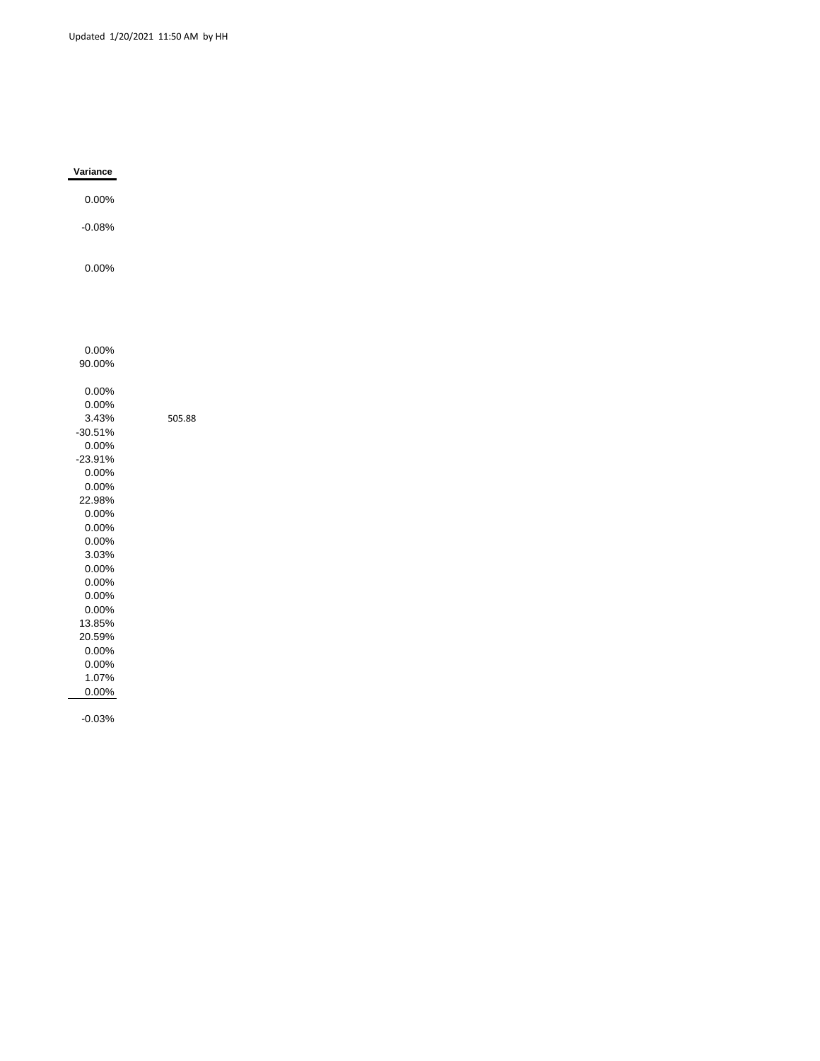Updated 1/20/2021 11:50 AM by HH

| Variance | |
|---|---|
| 0.00% | |
| -0.08% | |
| 0.00% | |
| 0.00% | |
| 90.00% | |
| 0.00% | |
| 0.00% | |
| 3.43% | 505.88 |
| -30.51% | |
| 0.00% | |
| -23.91% | |
| 0.00% | |
| 0.00% | |
| 22.98% | |
| 0.00% | |
| 0.00% | |
| 0.00% | |
| 3.03% | |
| 0.00% | |
| 0.00% | |
| 0.00% | |
| 0.00% | |
| 13.85% | |
| 20.59% | |
| 0.00% | |
| 0.00% | |
| 1.07% | |
| 0.00% | |
| -0.03% | |